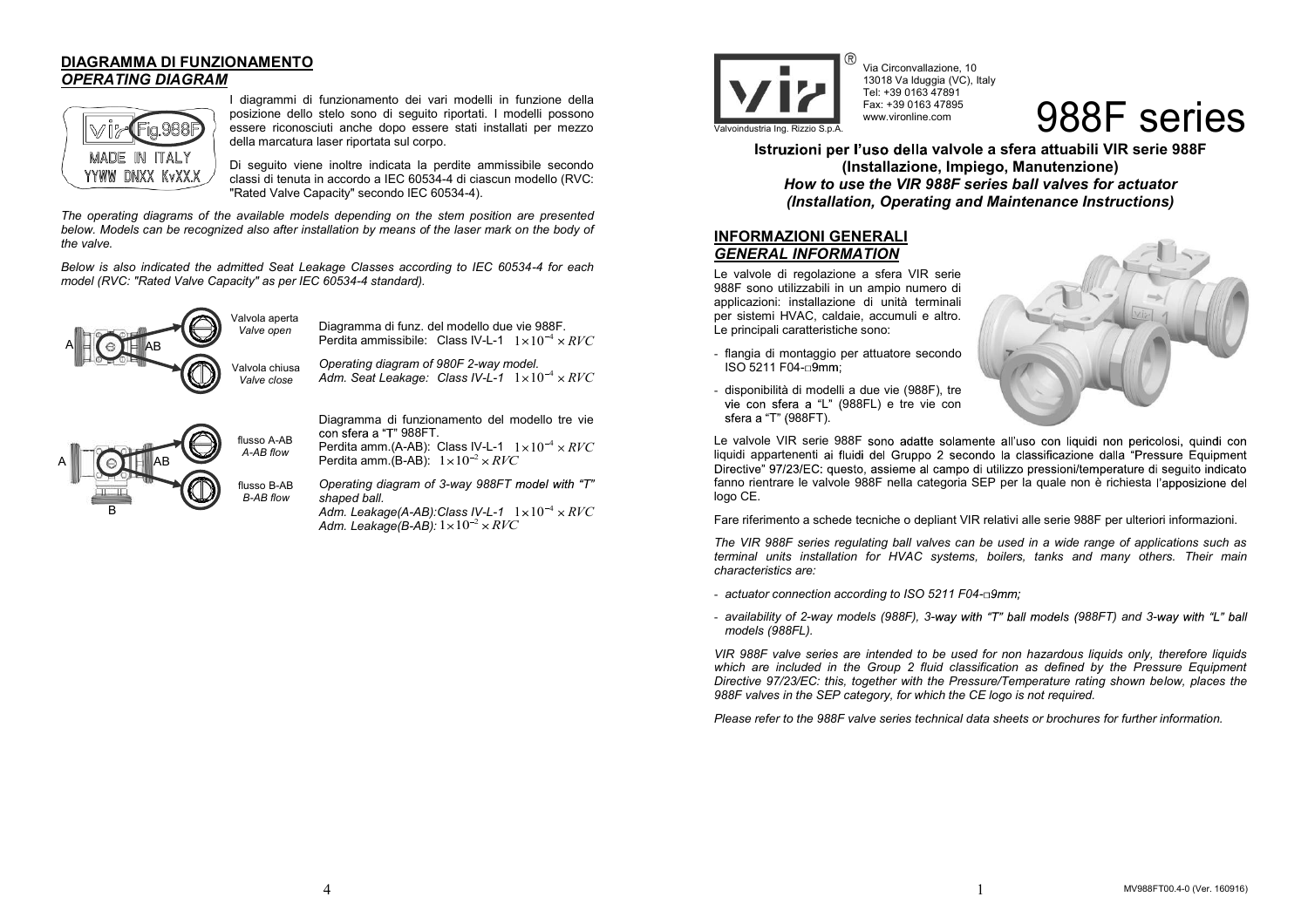## DIAGRAMMA DI FUNZIONAMENTO
## *OPERATING DIAGRAM*

I diagrammi di funzionamento dei vari modelli in funzione della posizione dello stelo sono di seguito riportati. I modelli possono essere riconosciuti anche dopo essere stati installati per mezzo della marcatura laser riportata sul corpo.

Di seguito viene inoltre indicata la perdite ammissibile secondo classi di tenuta in accordo a IEC 60534-4 di ciascun modello (RVC: "Rated Valve Capacity" secondo IEC 60534-4).

*The operating diagrams of the available models depending on the stem position are presented below. Models can be recognized also after installation by means of the laser mark on the body of the valve.*

*Below is also indicated the admitted Seat Leakage Classes according to IEC 60534-4 for each model (RVC: "Rated Valve Capacity" as per IEC 60534-4 standard).*

Valvola aperta
*Valve open*

Valvola chiusa
*Valve close*

Diagramma di funz. del modello due vie 988F.
Perdita ammissibile: Class IV-L-1 $1 \times 10^{-4} \times RVC$

*Operating diagram of 980F 2-way model.*
*Adm. Seat Leakage: Class IV-L-1* $1 \times 10^{-4} \times RVC$

flusso A-AB
*A-AB flow*

flusso B-AB
*B-AB flow*

Diagramma di funzionamento del modello tre vie con sfera a "T" 988FT.
Perdita amm.(A-AB): Class IV-L-1 $1 \times 10^{-4} \times RVC$
Perdita amm.(B-AB): $1 \times 10^{-2} \times RVC$

*Operating diagram of 3-way 988FT model with "T" shaped ball.*
*Adm. Leakage(A-AB):Class IV-L-1* $1 \times 10^{-4} \times RVC$
*Adm. Leakage(B-AB):* $1 \times 10^{-2} \times RVC$

---

Valvoindustria Ing. Rizzio S.p.A.
Via Circonvallazione, 10
13018 Va Iduggia (VC), Italy
Tel: +39 0163 47891
Fax: +39 0163 47895
www.vironline.com

# 988F series

**Istruzioni per l'uso della valvole a sfera attuabili VIR serie 988F**
**(Installazione, Impiego, Manutenzione)**
***How to use the VIR 988F series ball valves for actuator***
***(Installation, Operating and Maintenance Instructions)***

## INFORMAZIONI GENERALI
## *GENERAL INFORMATION*

Le valvole di regolazione a sfera VIR serie 988F sono utilizzabili in un ampio numero di applicazioni: installazione di unità terminali per sistemi HVAC, caldaie, accumuli e altro. Le principali caratteristiche sono:

- flangia di montaggio per attuatore secondo ISO 5211 F04-□9mm;
- disponibilità di modelli a due vie (988F), tre vie con sfera a "L" (988FL) e tre vie con sfera a "T" (988FT).

Le valvole VIR serie 988F sono adatte solamente all'uso con liquidi non pericolosi, quindi con liquidi appartenenti ai fluidi del Gruppo 2 secondo la classificazione dalla "Pressure Equipment Directive" 97/23/EC: questo, assieme al campo di utilizzo pressioni/temperature di seguito indicato fanno rientrare le valvole 988F nella categoria SEP per la quale non è richiesta l'apposizione del logo CE.

Fare riferimento a schede tecniche o depliant VIR relativi alle serie 988F per ulteriori informazioni.

*The VIR 988F series regulating ball valves can be used in a wide range of applications such as terminal units installation for HVAC systems, boilers, tanks and many others. Their main characteristics are:*

- *actuator connection according to ISO 5211 F04-□9mm;*
- *availability of 2-way models (988F), 3-way with "T" ball models (988FT) and 3-way with "L" ball models (988FL).*

*VIR 988F valve series are intended to be used for non hazardous liquids only, therefore liquids which are included in the Group 2 fluid classification as defined by the Pressure Equipment Directive 97/23/EC: this, together with the Pressure/Temperature rating shown below, places the 988F valves in the SEP category, for which the CE logo is not required.*

*Please refer to the 988F valve series technical data sheets or brochures for further information.*

MV988FT00.4-0 (Ver. 160916)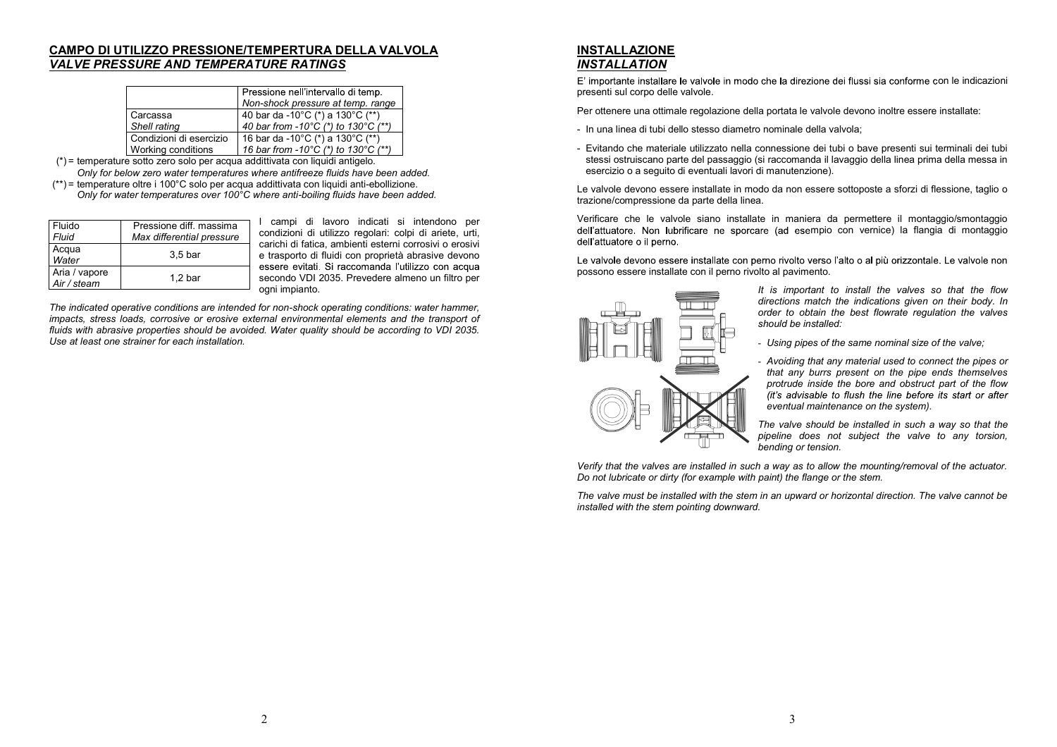## CAMPO DI UTILIZZO PRESSIONE/TEMPERTURA DELLA VALVOLA
## *VALVE PRESSURE AND TEMPERATURE RATINGS*

| | Pressione nell'intervallo di temp. *Non-shock pressure at temp. range* |
|---|---|
| Carcassa *Shell rating* | 40 bar da -10°C (*) a 130°C (**) *40 bar from -10°C (*) to 130°C (**)* |
| Condizioni di esercizio Working conditions | 16 bar da -10°C (*) a 130°C (**) *16 bar from -10°C (*) to 130°C (**)* |

(*) = temperature sotto zero solo per acqua addittivata con liquidi antigelo.
*Only for below zero water temperatures where antifreeze fluids have been added.*
(**) = temperature oltre i 100°C solo per acqua addittivata con liquidi anti-ebollizione.
*Only for water temperatures over 100°C where anti-boiling fluids have been added.*

| Fluido *Fluid* | Pressione diff. massima *Max differential pressure* |
|---|---|
| Acqua *Water* | 3,5 bar |
| Aria / vapore *Air / steam* | 1,2 bar |

I campi di lavoro indicati si intendono per condizioni di utilizzo regolari: colpi di ariete, urti, carichi di fatica, ambienti esterni corrosivi o erosivi e trasporto di fluidi con proprietà abrasive devono essere evitati. Si raccomanda l'utilizzo con acqua secondo VDI 2035. Prevedere almeno un filtro per ogni impianto.

*The indicated operative conditions are intended for non-shock operating conditions: water hammer, impacts, stress loads, corrosive or erosive external environmental elements and the transport of fluids with abrasive properties should be avoided. Water quality should be according to VDI 2035. Use at least one strainer for each installation.*

## INSTALLAZIONE
## *INSTALLATION*

E' importante installare le valvole in modo che la direzione dei flussi sia conforme con le indicazioni presenti sul corpo delle valvole.

Per ottenere una ottimale regolazione della portata le valvole devono inoltre essere installate:

- In una linea di tubi dello stesso diametro nominale della valvola;
- Evitando che materiale utilizzato nella connessione dei tubi o bave presenti sui terminali dei tubi stessi ostruiscano parte del passaggio (si raccomanda il lavaggio della linea prima della messa in esercizio o a seguito di eventuali lavori di manutenzione).

Le valvole devono essere installate in modo da non essere sottoposte a sforzi di flessione, taglio o trazione/compressione da parte della linea.

Verificare che le valvole siano installate in maniera da permettere il montaggio/smontaggio dell'attuatore. Non lubrificare ne sporcare (ad esempio con vernice) la flangia di montaggio dell'attuatore o il perno.

Le valvole devono essere installate con perno rivolto verso l'alto o al più orizzontale. Le valvole non possono essere installate con il perno rivolto al pavimento.

*It is important to install the valves so that the flow directions match the indications given on their body. In order to obtain the best flowrate regulation the valves should be installed:*

- *Using pipes of the same nominal size of the valve;*
- *Avoiding that any material used to connect the pipes or that any burrs present on the pipe ends themselves protrude inside the bore and obstruct part of the flow (it's advisable to flush the line before its start or after eventual maintenance on the system).*

*The valve should be installed in such a way so that the pipeline does not subject the valve to any torsion, bending or tension.*

*Verify that the valves are installed in such a way as to allow the mounting/removal of the actuator. Do not lubricate or dirty (for example with paint) the flange or the stem.*

*The valve must be installed with the stem in an upward or horizontal direction. The valve cannot be installed with the stem pointing downward.*